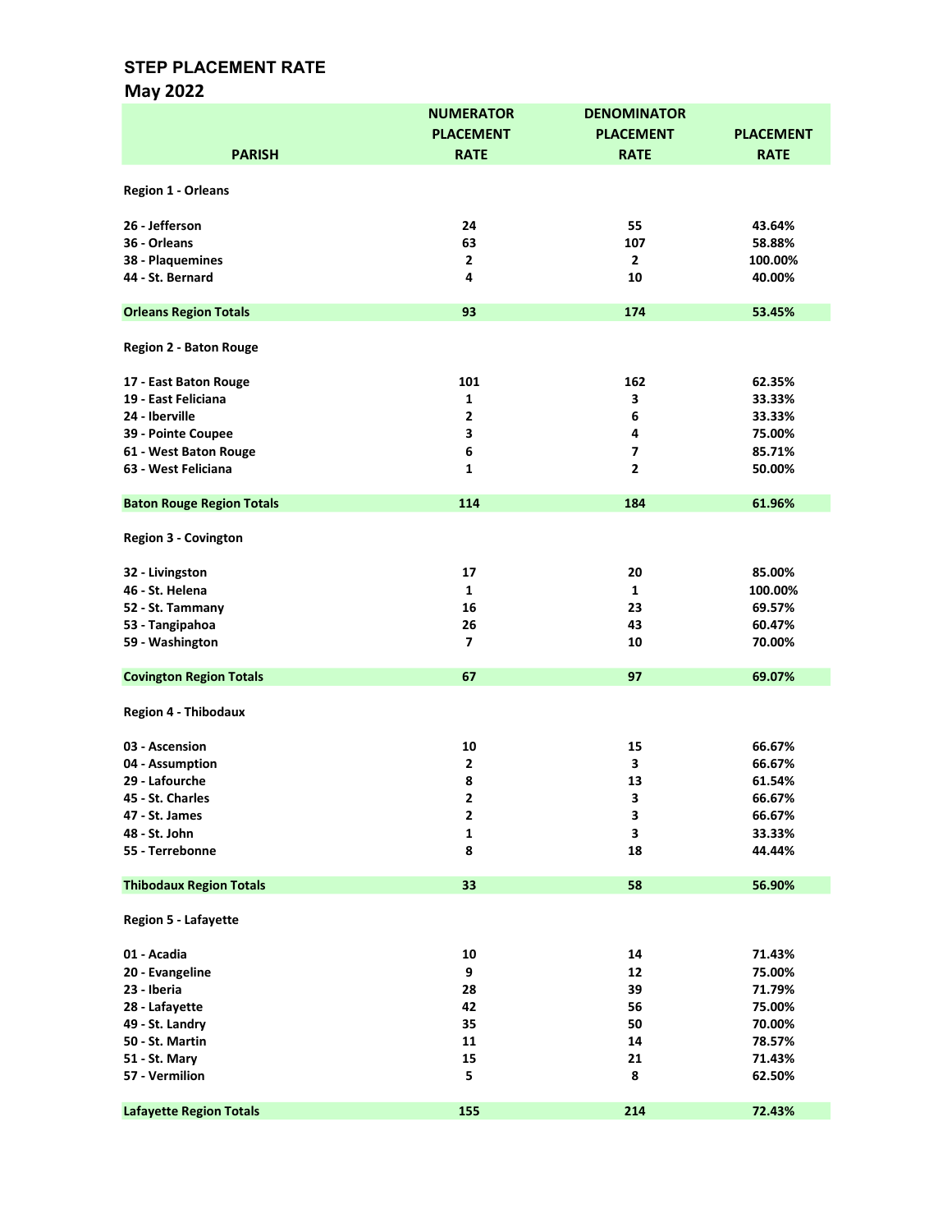# STEP PLACEMENT RATE

## May 2022

| PARISH | NUMERATOR PLACEMENT RATE | DENOMINATOR PLACEMENT RATE | PLACEMENT RATE |
|---|---|---|---|
| **Region 1 - Orleans** | | | |
| 26 - Jefferson | 24 | 55 | 43.64% |
| 36 - Orleans | 63 | 107 | 58.88% |
| 38 - Plaquemines | 2 | 2 | 100.00% |
| 44 - St. Bernard | 4 | 10 | 40.00% |
| **Orleans Region Totals** | **93** | **174** | **53.45%** |
| **Region 2 - Baton Rouge** | | | |
| 17 - East Baton Rouge | 101 | 162 | 62.35% |
| 19 - East Feliciana | 1 | 3 | 33.33% |
| 24 - Iberville | 2 | 6 | 33.33% |
| 39 - Pointe Coupee | 3 | 4 | 75.00% |
| 61 - West Baton Rouge | 6 | 7 | 85.71% |
| 63 - West Feliciana | 1 | 2 | 50.00% |
| **Baton Rouge Region Totals** | **114** | **184** | **61.96%** |
| **Region 3 - Covington** | | | |
| 32 - Livingston | 17 | 20 | 85.00% |
| 46 - St. Helena | 1 | 1 | 100.00% |
| 52 - St. Tammany | 16 | 23 | 69.57% |
| 53 - Tangipahoa | 26 | 43 | 60.47% |
| 59 - Washington | 7 | 10 | 70.00% |
| **Covington Region Totals** | **67** | **97** | **69.07%** |
| **Region 4 - Thibodaux** | | | |
| 03 - Ascension | 10 | 15 | 66.67% |
| 04 - Assumption | 2 | 3 | 66.67% |
| 29 - Lafourche | 8 | 13 | 61.54% |
| 45 - St. Charles | 2 | 3 | 66.67% |
| 47 - St. James | 2 | 3 | 66.67% |
| 48 - St. John | 1 | 3 | 33.33% |
| 55 - Terrebonne | 8 | 18 | 44.44% |
| **Thibodaux Region Totals** | **33** | **58** | **56.90%** |
| **Region 5 - Lafayette** | | | |
| 01 - Acadia | 10 | 14 | 71.43% |
| 20 - Evangeline | 9 | 12 | 75.00% |
| 23 - Iberia | 28 | 39 | 71.79% |
| 28 - Lafayette | 42 | 56 | 75.00% |
| 49 - St. Landry | 35 | 50 | 70.00% |
| 50 - St. Martin | 11 | 14 | 78.57% |
| 51 - St. Mary | 15 | 21 | 71.43% |
| 57 - Vermilion | 5 | 8 | 62.50% |
| **Lafayette Region Totals** | **155** | **214** | **72.43%** |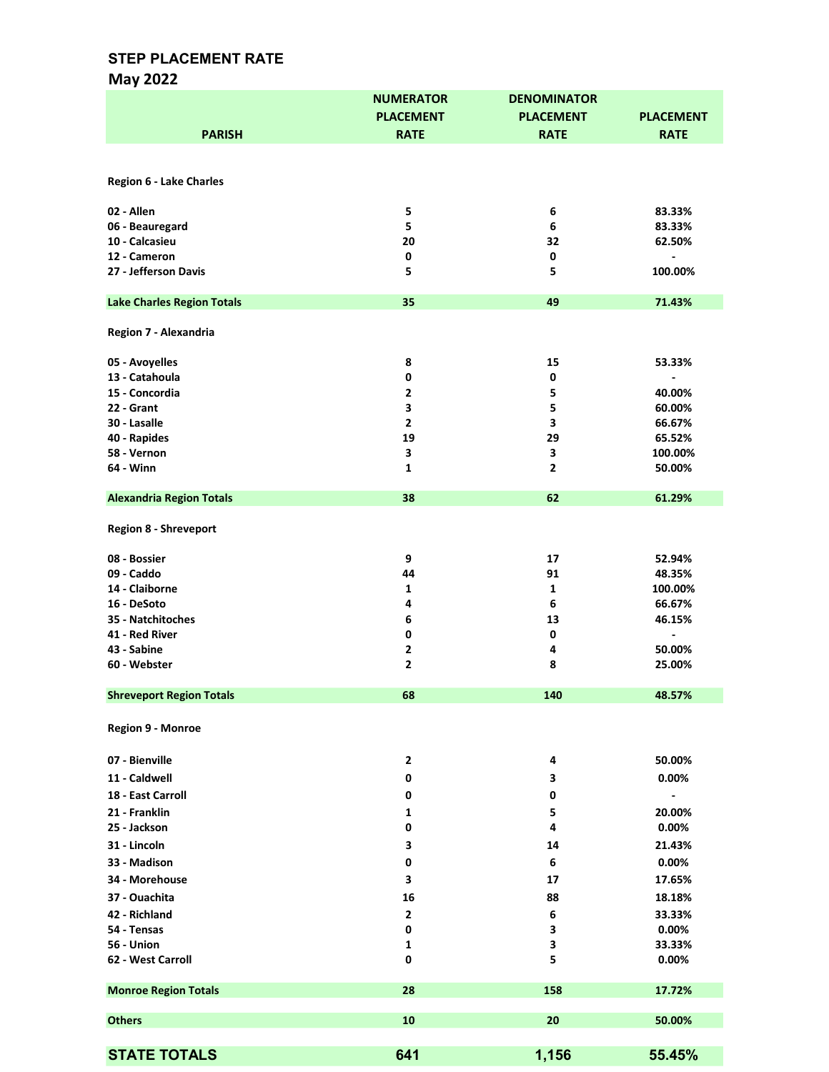## STEP PLACEMENT RATE
### May 2022

| PARISH | NUMERATOR PLACEMENT RATE | DENOMINATOR PLACEMENT RATE | PLACEMENT RATE |
|---|---|---|---|
| **Region 6 - Lake Charles** | | | |
| 02 - Allen | 5 | 6 | 83.33% |
| 06 - Beauregard | 5 | 6 | 83.33% |
| 10 - Calcasieu | 20 | 32 | 62.50% |
| 12 - Cameron | 0 | 0 | - |
| 27 - Jefferson Davis | 5 | 5 | 100.00% |
| **Lake Charles Region Totals** | **35** | **49** | **71.43%** |
| **Region 7 - Alexandria** | | | |
| 05 - Avoyelles | 8 | 15 | 53.33% |
| 13 - Catahoula | 0 | 0 | - |
| 15 - Concordia | 2 | 5 | 40.00% |
| 22 - Grant | 3 | 5 | 60.00% |
| 30 - Lasalle | 2 | 3 | 66.67% |
| 40 - Rapides | 19 | 29 | 65.52% |
| 58 - Vernon | 3 | 3 | 100.00% |
| 64 - Winn | 1 | 2 | 50.00% |
| **Alexandria Region Totals** | **38** | **62** | **61.29%** |
| **Region 8 - Shreveport** | | | |
| 08 - Bossier | 9 | 17 | 52.94% |
| 09 - Caddo | 44 | 91 | 48.35% |
| 14 - Claiborne | 1 | 1 | 100.00% |
| 16 - DeSoto | 4 | 6 | 66.67% |
| 35 - Natchitoches | 6 | 13 | 46.15% |
| 41 - Red River | 0 | 0 | - |
| 43 - Sabine | 2 | 4 | 50.00% |
| 60 - Webster | 2 | 8 | 25.00% |
| **Shreveport Region Totals** | **68** | **140** | **48.57%** |
| **Region 9 - Monroe** | | | |
| 07 - Bienville | 2 | 4 | 50.00% |
| 11 - Caldwell | 0 | 3 | 0.00% |
| 18 - East Carroll | 0 | 0 | - |
| 21 - Franklin | 1 | 5 | 20.00% |
| 25 - Jackson | 0 | 4 | 0.00% |
| 31 - Lincoln | 3 | 14 | 21.43% |
| 33 - Madison | 0 | 6 | 0.00% |
| 34 - Morehouse | 3 | 17 | 17.65% |
| 37 - Ouachita | 16 | 88 | 18.18% |
| 42 - Richland | 2 | 6 | 33.33% |
| 54 - Tensas | 0 | 3 | 0.00% |
| 56 - Union | 1 | 3 | 33.33% |
| 62 - West Carroll | 0 | 5 | 0.00% |
| **Monroe Region Totals** | **28** | **158** | **17.72%** |
| **Others** | **10** | **20** | **50.00%** |
| **STATE TOTALS** | **641** | **1,156** | **55.45%** |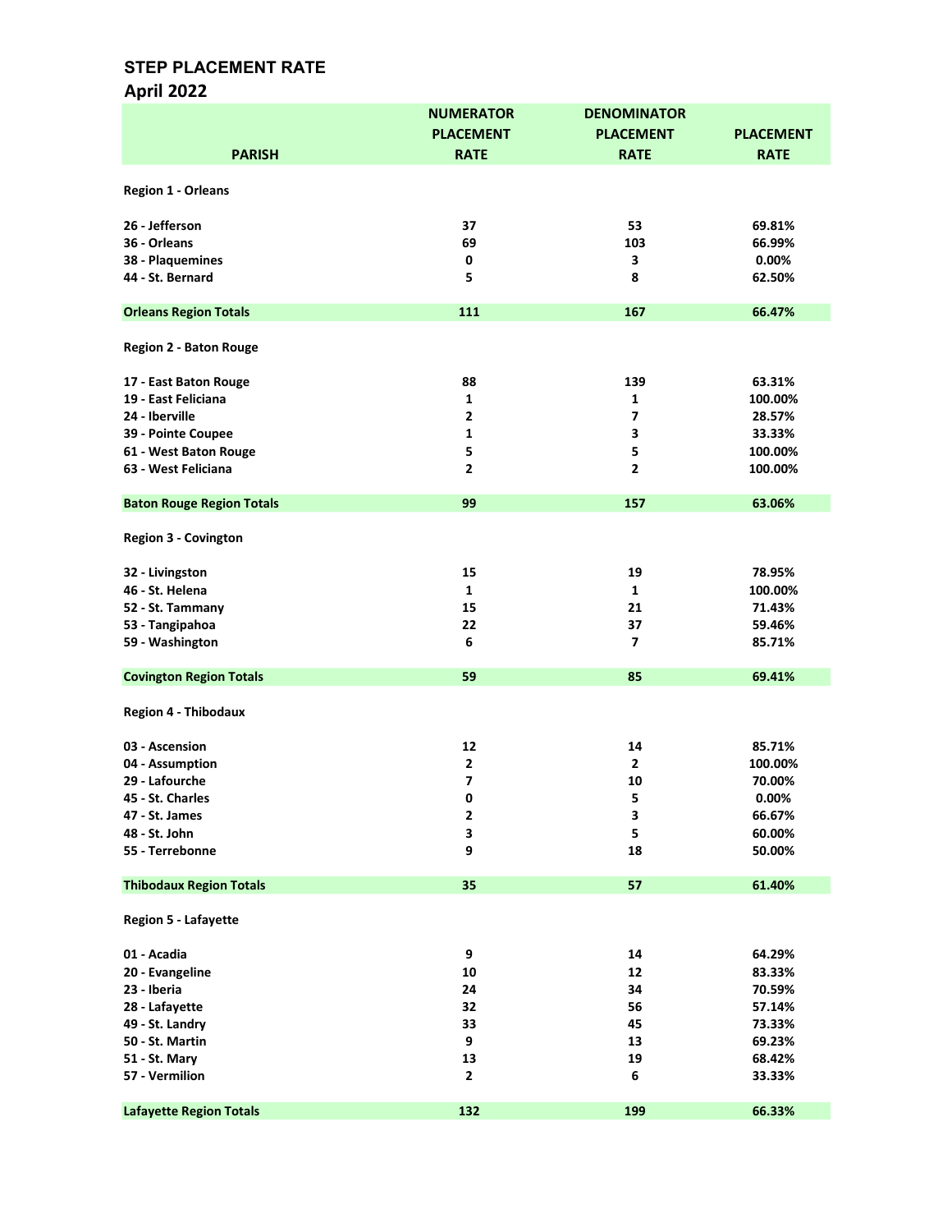## STEP PLACEMENT RATE

### April 2022

| PARISH | NUMERATOR PLACEMENT RATE | DENOMINATOR PLACEMENT RATE | PLACEMENT RATE |
|---|---|---|---|
| **Region 1 - Orleans** | | | |
| **26 - Jefferson** | **37** | **53** | **69.81%** |
| **36 - Orleans** | **69** | **103** | **66.99%** |
| **38 - Plaquemines** | **0** | **3** | **0.00%** |
| **44 - St. Bernard** | **5** | **8** | **62.50%** |
| **Orleans Region Totals** | **111** | **167** | **66.47%** |
| **Region 2 - Baton Rouge** | | | |
| **17 - East Baton Rouge** | **88** | **139** | **63.31%** |
| **19 - East Feliciana** | **1** | **1** | **100.00%** |
| **24 - Iberville** | **2** | **7** | **28.57%** |
| **39 - Pointe Coupee** | **1** | **3** | **33.33%** |
| **61 - West Baton Rouge** | **5** | **5** | **100.00%** |
| **63 - West Feliciana** | **2** | **2** | **100.00%** |
| **Baton Rouge Region Totals** | **99** | **157** | **63.06%** |
| **Region 3 - Covington** | | | |
| **32 - Livingston** | **15** | **19** | **78.95%** |
| **46 - St. Helena** | **1** | **1** | **100.00%** |
| **52 - St. Tammany** | **15** | **21** | **71.43%** |
| **53 - Tangipahoa** | **22** | **37** | **59.46%** |
| **59 - Washington** | **6** | **7** | **85.71%** |
| **Covington Region Totals** | **59** | **85** | **69.41%** |
| **Region 4 - Thibodaux** | | | |
| **03 - Ascension** | **12** | **14** | **85.71%** |
| **04 - Assumption** | **2** | **2** | **100.00%** |
| **29 - Lafourche** | **7** | **10** | **70.00%** |
| **45 - St. Charles** | **0** | **5** | **0.00%** |
| **47 - St. James** | **2** | **3** | **66.67%** |
| **48 - St. John** | **3** | **5** | **60.00%** |
| **55 - Terrebonne** | **9** | **18** | **50.00%** |
| **Thibodaux Region Totals** | **35** | **57** | **61.40%** |
| **Region 5 - Lafayette** | | | |
| **01 - Acadia** | **9** | **14** | **64.29%** |
| **20 - Evangeline** | **10** | **12** | **83.33%** |
| **23 - Iberia** | **24** | **34** | **70.59%** |
| **28 - Lafayette** | **32** | **56** | **57.14%** |
| **49 - St. Landry** | **33** | **45** | **73.33%** |
| **50 - St. Martin** | **9** | **13** | **69.23%** |
| **51 - St. Mary** | **13** | **19** | **68.42%** |
| **57 - Vermilion** | **2** | **6** | **33.33%** |
| **Lafayette Region Totals** | **132** | **199** | **66.33%** |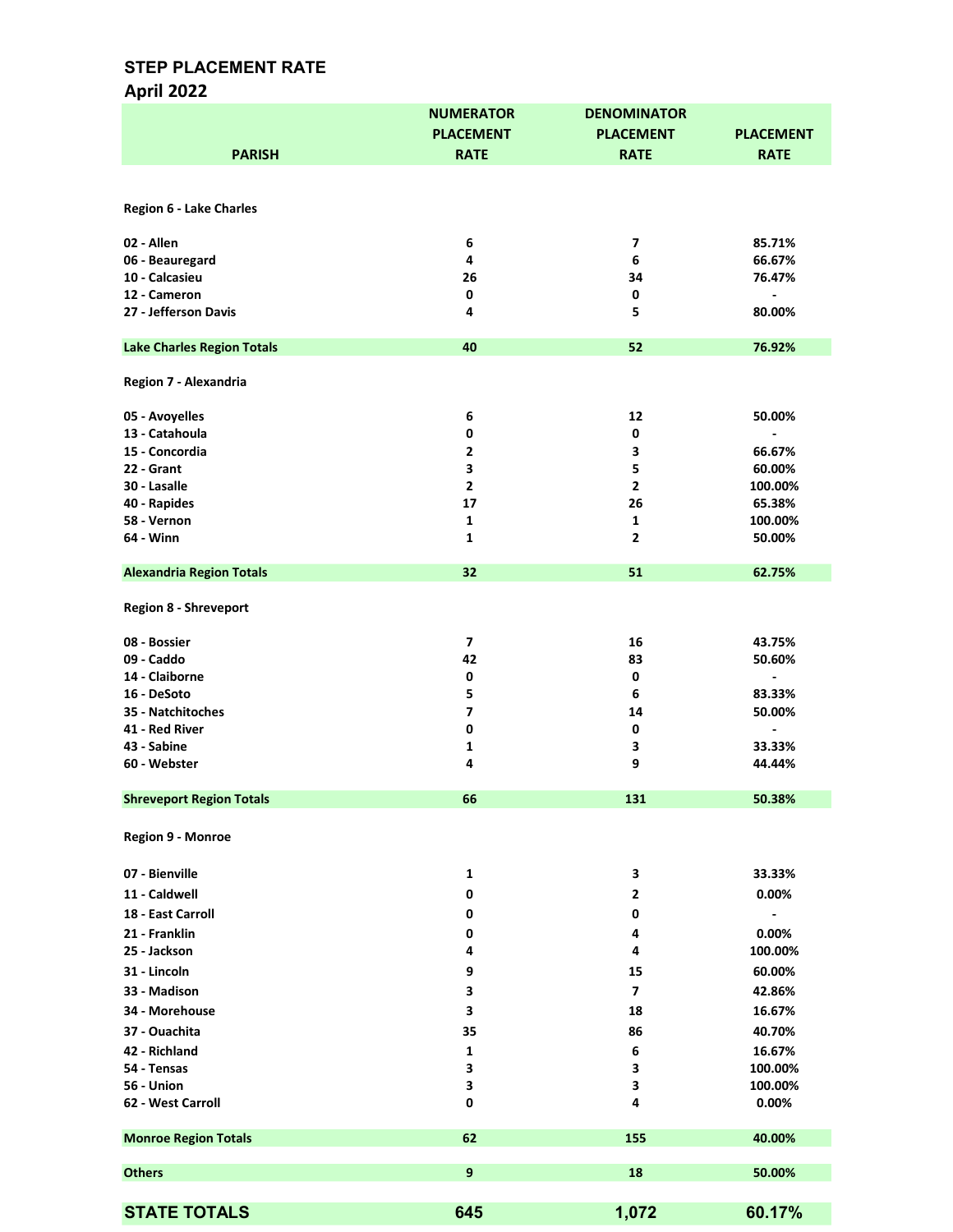## STEP PLACEMENT RATE
## April 2022

| PARISH | NUMERATOR PLACEMENT RATE | DENOMINATOR PLACEMENT RATE | PLACEMENT RATE |
|---|---|---|---|
| **Region 6 - Lake Charles** | | | |
| 02 - Allen | 6 | 7 | 85.71% |
| 06 - Beauregard | 4 | 6 | 66.67% |
| 10 - Calcasieu | 26 | 34 | 76.47% |
| 12 - Cameron | 0 | 0 | - |
| 27 - Jefferson Davis | 4 | 5 | 80.00% |
| **Lake Charles Region Totals** | **40** | **52** | **76.92%** |
| **Region 7 - Alexandria** | | | |
| 05 - Avoyelles | 6 | 12 | 50.00% |
| 13 - Catahoula | 0 | 0 | - |
| 15 - Concordia | 2 | 3 | 66.67% |
| 22 - Grant | 3 | 5 | 60.00% |
| 30 - Lasalle | 2 | 2 | 100.00% |
| 40 - Rapides | 17 | 26 | 65.38% |
| 58 - Vernon | 1 | 1 | 100.00% |
| 64 - Winn | 1 | 2 | 50.00% |
| **Alexandria Region Totals** | **32** | **51** | **62.75%** |
| **Region 8 - Shreveport** | | | |
| 08 - Bossier | 7 | 16 | 43.75% |
| 09 - Caddo | 42 | 83 | 50.60% |
| 14 - Claiborne | 0 | 0 | - |
| 16 - DeSoto | 5 | 6 | 83.33% |
| 35 - Natchitoches | 7 | 14 | 50.00% |
| 41 - Red River | 0 | 0 | - |
| 43 - Sabine | 1 | 3 | 33.33% |
| 60 - Webster | 4 | 9 | 44.44% |
| **Shreveport Region Totals** | **66** | **131** | **50.38%** |
| **Region 9 - Monroe** | | | |
| 07 - Bienville | 1 | 3 | 33.33% |
| 11 - Caldwell | 0 | 2 | 0.00% |
| 18 - East Carroll | 0 | 0 | - |
| 21 - Franklin | 0 | 4 | 0.00% |
| 25 - Jackson | 4 | 4 | 100.00% |
| 31 - Lincoln | 9 | 15 | 60.00% |
| 33 - Madison | 3 | 7 | 42.86% |
| 34 - Morehouse | 3 | 18 | 16.67% |
| 37 - Ouachita | 35 | 86 | 40.70% |
| 42 - Richland | 1 | 6 | 16.67% |
| 54 - Tensas | 3 | 3 | 100.00% |
| 56 - Union | 3 | 3 | 100.00% |
| 62 - West Carroll | 0 | 4 | 0.00% |
| **Monroe Region Totals** | **62** | **155** | **40.00%** |
| **Others** | **9** | **18** | **50.00%** |
| **STATE TOTALS** | **645** | **1,072** | **60.17%** |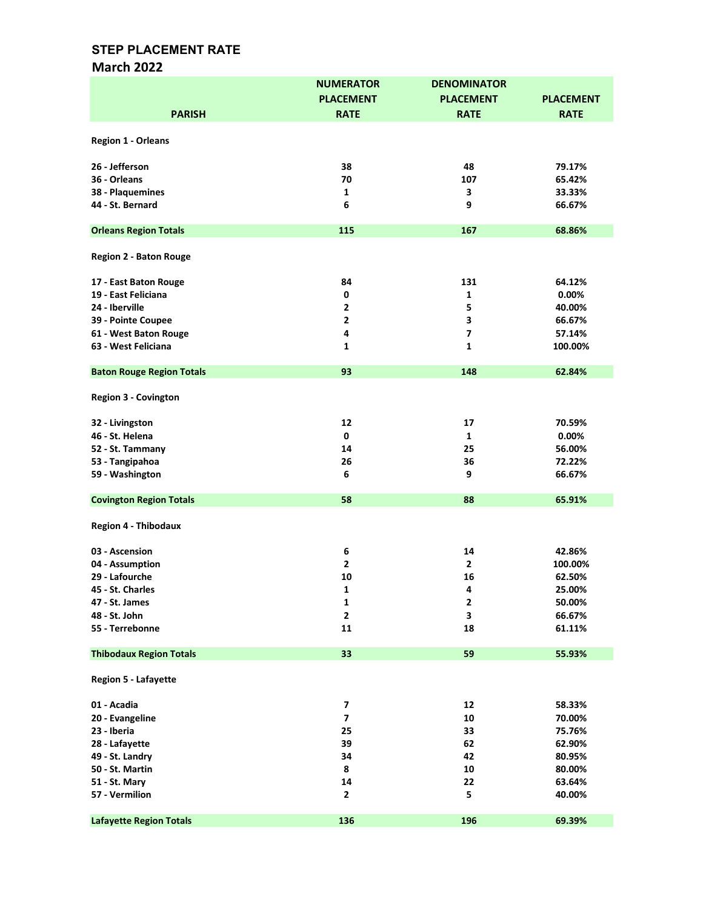## STEP PLACEMENT RATE

### March 2022

| PARISH | NUMERATOR PLACEMENT RATE | DENOMINATOR PLACEMENT RATE | PLACEMENT RATE |
|---|---|---|---|
| **Region 1 - Orleans** | | | |
| 26 - Jefferson | 38 | 48 | 79.17% |
| 36 - Orleans | 70 | 107 | 65.42% |
| 38 - Plaquemines | 1 | 3 | 33.33% |
| 44 - St. Bernard | 6 | 9 | 66.67% |
| **Orleans Region Totals** | 115 | 167 | 68.86% |
| **Region 2 - Baton Rouge** | | | |
| 17 - East Baton Rouge | 84 | 131 | 64.12% |
| 19 - East Feliciana | 0 | 1 | 0.00% |
| 24 - Iberville | 2 | 5 | 40.00% |
| 39 - Pointe Coupee | 2 | 3 | 66.67% |
| 61 - West Baton Rouge | 4 | 7 | 57.14% |
| 63 - West Feliciana | 1 | 1 | 100.00% |
| **Baton Rouge Region Totals** | 93 | 148 | 62.84% |
| **Region 3 - Covington** | | | |
| 32 - Livingston | 12 | 17 | 70.59% |
| 46 - St. Helena | 0 | 1 | 0.00% |
| 52 - St. Tammany | 14 | 25 | 56.00% |
| 53 - Tangipahoa | 26 | 36 | 72.22% |
| 59 - Washington | 6 | 9 | 66.67% |
| **Covington Region Totals** | 58 | 88 | 65.91% |
| **Region 4 - Thibodaux** | | | |
| 03 - Ascension | 6 | 14 | 42.86% |
| 04 - Assumption | 2 | 2 | 100.00% |
| 29 - Lafourche | 10 | 16 | 62.50% |
| 45 - St. Charles | 1 | 4 | 25.00% |
| 47 - St. James | 1 | 2 | 50.00% |
| 48 - St. John | 2 | 3 | 66.67% |
| 55 - Terrebonne | 11 | 18 | 61.11% |
| **Thibodaux Region Totals** | 33 | 59 | 55.93% |
| **Region 5 - Lafayette** | | | |
| 01 - Acadia | 7 | 12 | 58.33% |
| 20 - Evangeline | 7 | 10 | 70.00% |
| 23 - Iberia | 25 | 33 | 75.76% |
| 28 - Lafayette | 39 | 62 | 62.90% |
| 49 - St. Landry | 34 | 42 | 80.95% |
| 50 - St. Martin | 8 | 10 | 80.00% |
| 51 - St. Mary | 14 | 22 | 63.64% |
| 57 - Vermilion | 2 | 5 | 40.00% |
| **Lafayette Region Totals** | 136 | 196 | 69.39% |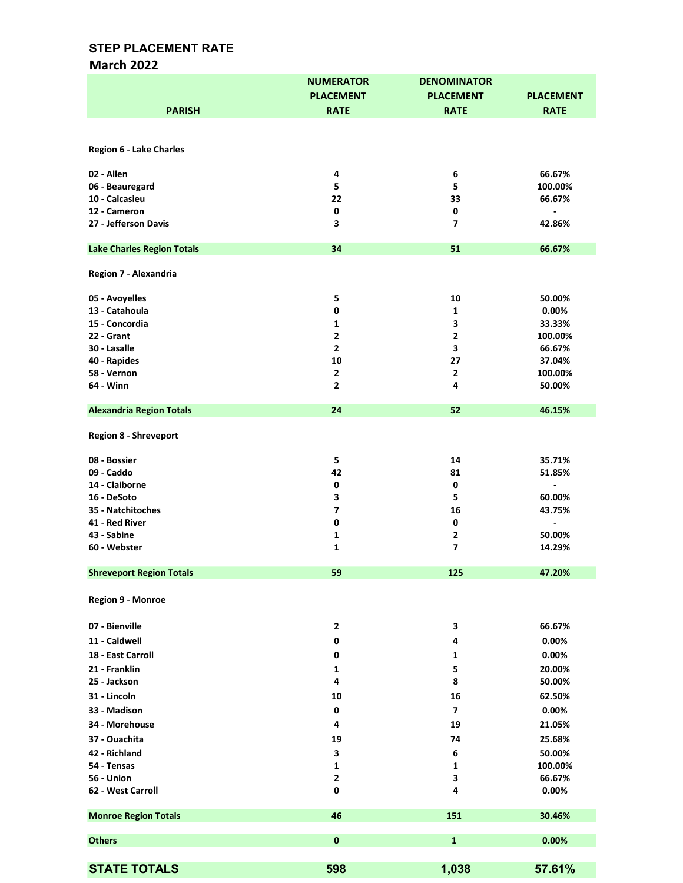## STEP PLACEMENT RATE
### March 2022

| PARISH | NUMERATOR PLACEMENT RATE | DENOMINATOR PLACEMENT RATE | PLACEMENT RATE |
|---|---|---|---|
| **Region 6 - Lake Charles** | | | |
| 02 - Allen | 4 | 6 | 66.67% |
| 06 - Beauregard | 5 | 5 | 100.00% |
| 10 - Calcasieu | 22 | 33 | 66.67% |
| 12 - Cameron | 0 | 0 | - |
| 27 - Jefferson Davis | 3 | 7 | 42.86% |
| **Lake Charles Region Totals** | **34** | **51** | **66.67%** |
| **Region 7 - Alexandria** | | | |
| 05 - Avoyelles | 5 | 10 | 50.00% |
| 13 - Catahoula | 0 | 1 | 0.00% |
| 15 - Concordia | 1 | 3 | 33.33% |
| 22 - Grant | 2 | 2 | 100.00% |
| 30 - Lasalle | 2 | 3 | 66.67% |
| 40 - Rapides | 10 | 27 | 37.04% |
| 58 - Vernon | 2 | 2 | 100.00% |
| 64 - Winn | 2 | 4 | 50.00% |
| **Alexandria Region Totals** | **24** | **52** | **46.15%** |
| **Region 8 - Shreveport** | | | |
| 08 - Bossier | 5 | 14 | 35.71% |
| 09 - Caddo | 42 | 81 | 51.85% |
| 14 - Claiborne | 0 | 0 | - |
| 16 - DeSoto | 3 | 5 | 60.00% |
| 35 - Natchitoches | 7 | 16 | 43.75% |
| 41 - Red River | 0 | 0 | - |
| 43 - Sabine | 1 | 2 | 50.00% |
| 60 - Webster | 1 | 7 | 14.29% |
| **Shreveport Region Totals** | **59** | **125** | **47.20%** |
| **Region 9 - Monroe** | | | |
| 07 - Bienville | 2 | 3 | 66.67% |
| 11 - Caldwell | 0 | 4 | 0.00% |
| 18 - East Carroll | 0 | 1 | 0.00% |
| 21 - Franklin | 1 | 5 | 20.00% |
| 25 - Jackson | 4 | 8 | 50.00% |
| 31 - Lincoln | 10 | 16 | 62.50% |
| 33 - Madison | 0 | 7 | 0.00% |
| 34 - Morehouse | 4 | 19 | 21.05% |
| 37 - Ouachita | 19 | 74 | 25.68% |
| 42 - Richland | 3 | 6 | 50.00% |
| 54 - Tensas | 1 | 1 | 100.00% |
| 56 - Union | 2 | 3 | 66.67% |
| 62 - West Carroll | 0 | 4 | 0.00% |
| **Monroe Region Totals** | **46** | **151** | **30.46%** |
| **Others** | **0** | **1** | **0.00%** |
| **STATE TOTALS** | **598** | **1,038** | **57.61%** |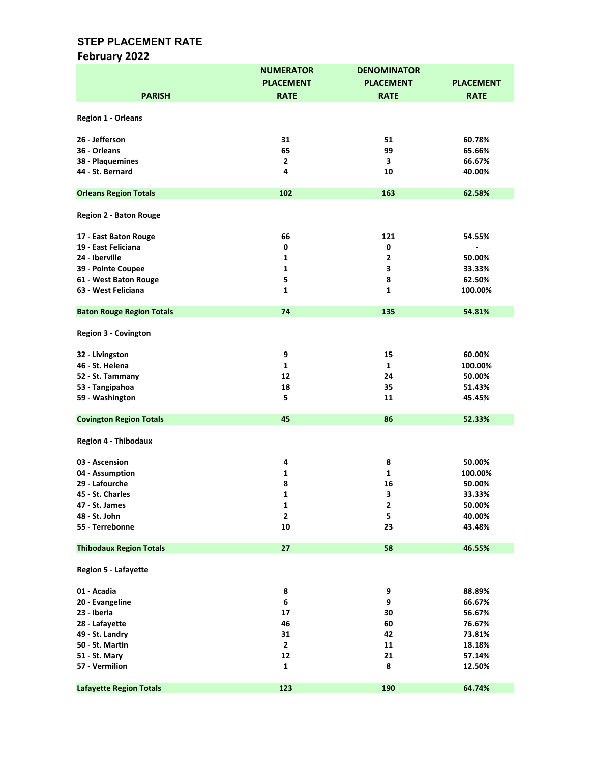# STEP PLACEMENT RATE

## February 2022

| PARISH | NUMERATOR PLACEMENT RATE | DENOMINATOR PLACEMENT RATE | PLACEMENT RATE |
|---|---|---|---|
| **Region 1 - Orleans** | | | |
| 26 - Jefferson | 31 | 51 | 60.78% |
| 36 - Orleans | 65 | 99 | 65.66% |
| 38 - Plaquemines | 2 | 3 | 66.67% |
| 44 - St. Bernard | 4 | 10 | 40.00% |
| **Orleans Region Totals** | **102** | **163** | **62.58%** |
| **Region 2 - Baton Rouge** | | | |
| 17 - East Baton Rouge | 66 | 121 | 54.55% |
| 19 - East Feliciana | 0 | 0 | - |
| 24 - Iberville | 1 | 2 | 50.00% |
| 39 - Pointe Coupee | 1 | 3 | 33.33% |
| 61 - West Baton Rouge | 5 | 8 | 62.50% |
| 63 - West Feliciana | 1 | 1 | 100.00% |
| **Baton Rouge Region Totals** | **74** | **135** | **54.81%** |
| **Region 3 - Covington** | | | |
| 32 - Livingston | 9 | 15 | 60.00% |
| 46 - St. Helena | 1 | 1 | 100.00% |
| 52 - St. Tammany | 12 | 24 | 50.00% |
| 53 - Tangipahoa | 18 | 35 | 51.43% |
| 59 - Washington | 5 | 11 | 45.45% |
| **Covington Region Totals** | **45** | **86** | **52.33%** |
| **Region 4 - Thibodaux** | | | |
| 03 - Ascension | 4 | 8 | 50.00% |
| 04 - Assumption | 1 | 1 | 100.00% |
| 29 - Lafourche | 8 | 16 | 50.00% |
| 45 - St. Charles | 1 | 3 | 33.33% |
| 47 - St. James | 1 | 2 | 50.00% |
| 48 - St. John | 2 | 5 | 40.00% |
| 55 - Terrebonne | 10 | 23 | 43.48% |
| **Thibodaux Region Totals** | **27** | **58** | **46.55%** |
| **Region 5 - Lafayette** | | | |
| 01 - Acadia | 8 | 9 | 88.89% |
| 20 - Evangeline | 6 | 9 | 66.67% |
| 23 - Iberia | 17 | 30 | 56.67% |
| 28 - Lafayette | 46 | 60 | 76.67% |
| 49 - St. Landry | 31 | 42 | 73.81% |
| 50 - St. Martin | 2 | 11 | 18.18% |
| 51 - St. Mary | 12 | 21 | 57.14% |
| 57 - Vermilion | 1 | 8 | 12.50% |
| **Lafayette Region Totals** | **123** | **190** | **64.74%** |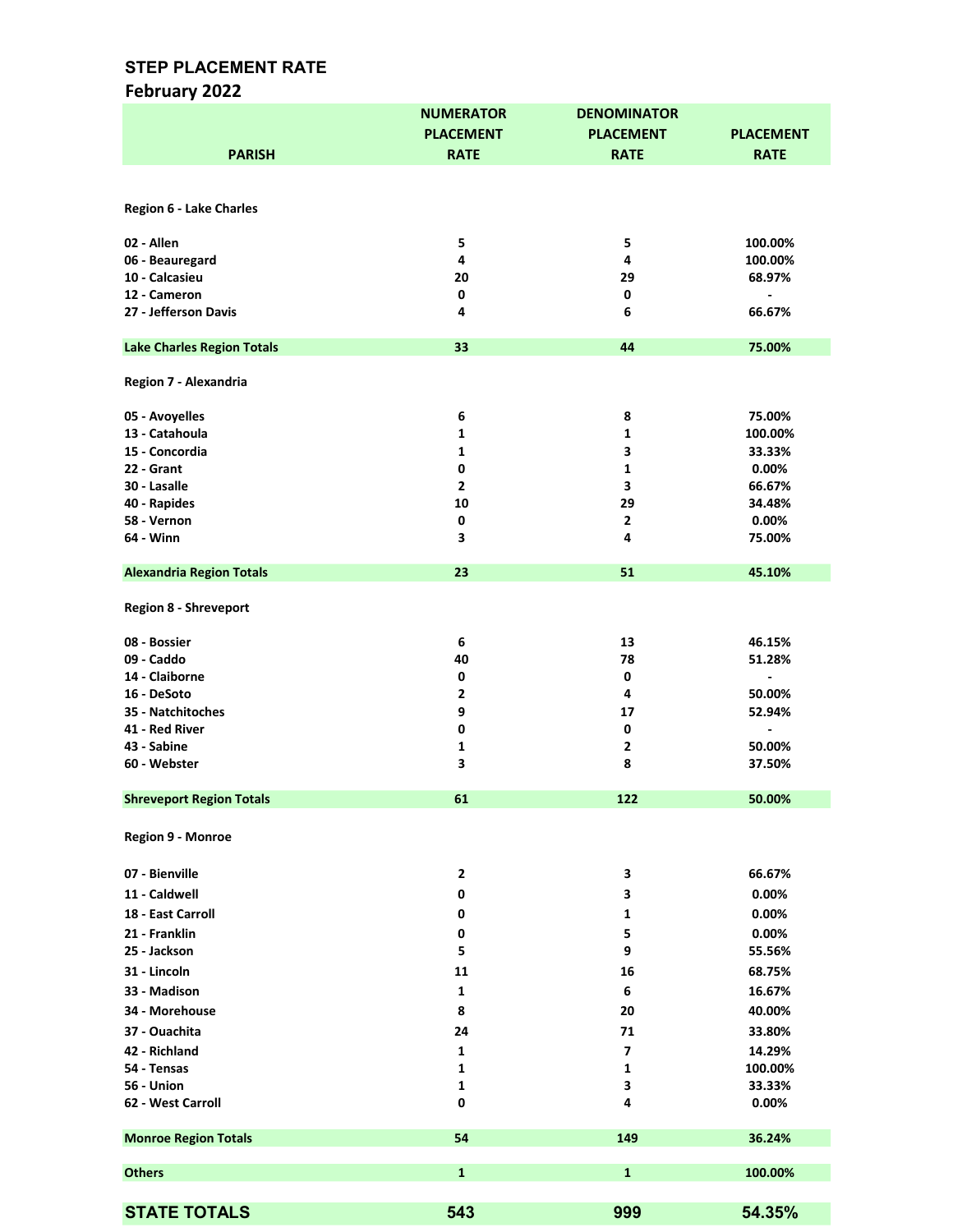## STEP PLACEMENT RATE
### February 2022

| PARISH | NUMERATOR PLACEMENT RATE | DENOMINATOR PLACEMENT RATE | PLACEMENT RATE |
|---|---|---|---|
| **Region 6 - Lake Charles** | | | |
| 02 - Allen | 5 | 5 | 100.00% |
| 06 - Beauregard | 4 | 4 | 100.00% |
| 10 - Calcasieu | 20 | 29 | 68.97% |
| 12 - Cameron | 0 | 0 | - |
| 27 - Jefferson Davis | 4 | 6 | 66.67% |
| **Lake Charles Region Totals** | **33** | **44** | **75.00%** |
| **Region 7 - Alexandria** | | | |
| 05 - Avoyelles | 6 | 8 | 75.00% |
| 13 - Catahoula | 1 | 1 | 100.00% |
| 15 - Concordia | 1 | 3 | 33.33% |
| 22 - Grant | 0 | 1 | 0.00% |
| 30 - Lasalle | 2 | 3 | 66.67% |
| 40 - Rapides | 10 | 29 | 34.48% |
| 58 - Vernon | 0 | 2 | 0.00% |
| 64 - Winn | 3 | 4 | 75.00% |
| **Alexandria Region Totals** | **23** | **51** | **45.10%** |
| **Region 8 - Shreveport** | | | |
| 08 - Bossier | 6 | 13 | 46.15% |
| 09 - Caddo | 40 | 78 | 51.28% |
| 14 - Claiborne | 0 | 0 | - |
| 16 - DeSoto | 2 | 4 | 50.00% |
| 35 - Natchitoches | 9 | 17 | 52.94% |
| 41 - Red River | 0 | 0 | - |
| 43 - Sabine | 1 | 2 | 50.00% |
| 60 - Webster | 3 | 8 | 37.50% |
| **Shreveport Region Totals** | **61** | **122** | **50.00%** |
| **Region 9 - Monroe** | | | |
| 07 - Bienville | 2 | 3 | 66.67% |
| 11 - Caldwell | 0 | 3 | 0.00% |
| 18 - East Carroll | 0 | 1 | 0.00% |
| 21 - Franklin | 0 | 5 | 0.00% |
| 25 - Jackson | 5 | 9 | 55.56% |
| 31 - Lincoln | 11 | 16 | 68.75% |
| 33 - Madison | 1 | 6 | 16.67% |
| 34 - Morehouse | 8 | 20 | 40.00% |
| 37 - Ouachita | 24 | 71 | 33.80% |
| 42 - Richland | 1 | 7 | 14.29% |
| 54 - Tensas | 1 | 1 | 100.00% |
| 56 - Union | 1 | 3 | 33.33% |
| 62 - West Carroll | 0 | 4 | 0.00% |
| **Monroe Region Totals** | **54** | **149** | **36.24%** |
| **Others** | **1** | **1** | **100.00%** |
| **STATE TOTALS** | **543** | **999** | **54.35%** |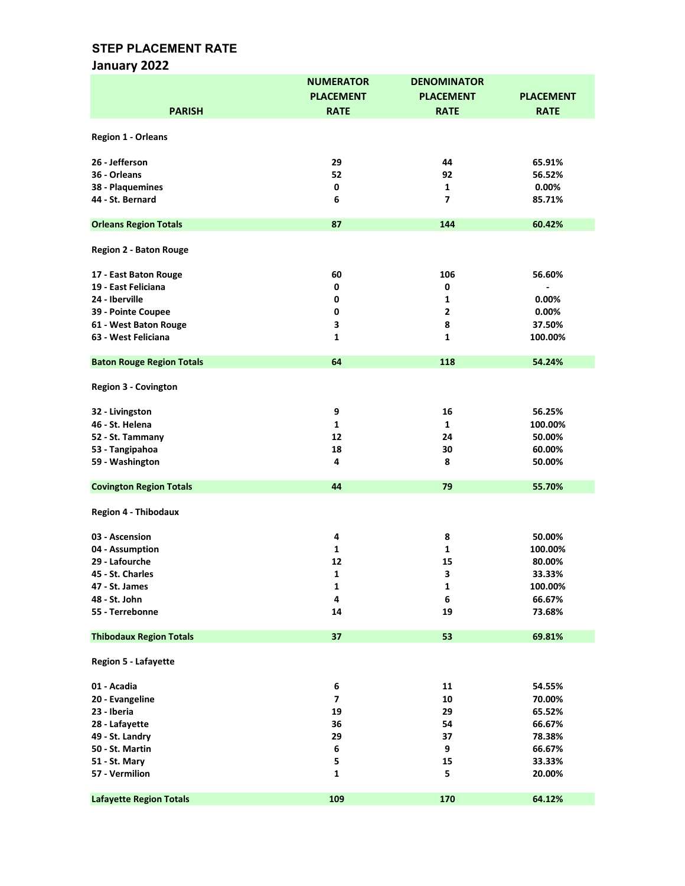## STEP PLACEMENT RATE

### January 2022

| PARISH | NUMERATOR PLACEMENT RATE | DENOMINATOR PLACEMENT RATE | PLACEMENT RATE |
|---|---|---|---|
| **Region 1 - Orleans** | | | |
| 26 - Jefferson | 29 | 44 | 65.91% |
| 36 - Orleans | 52 | 92 | 56.52% |
| 38 - Plaquemines | 0 | 1 | 0.00% |
| 44 - St. Bernard | 6 | 7 | 85.71% |
| **Orleans Region Totals** | 87 | 144 | 60.42% |
| **Region 2 - Baton Rouge** | | | |
| 17 - East Baton Rouge | 60 | 106 | 56.60% |
| 19 - East Feliciana | 0 | 0 | - |
| 24 - Iberville | 0 | 1 | 0.00% |
| 39 - Pointe Coupee | 0 | 2 | 0.00% |
| 61 - West Baton Rouge | 3 | 8 | 37.50% |
| 63 - West Feliciana | 1 | 1 | 100.00% |
| **Baton Rouge Region Totals** | 64 | 118 | 54.24% |
| **Region 3 - Covington** | | | |
| 32 - Livingston | 9 | 16 | 56.25% |
| 46 - St. Helena | 1 | 1 | 100.00% |
| 52 - St. Tammany | 12 | 24 | 50.00% |
| 53 - Tangipahoa | 18 | 30 | 60.00% |
| 59 - Washington | 4 | 8 | 50.00% |
| **Covington Region Totals** | 44 | 79 | 55.70% |
| **Region 4 - Thibodaux** | | | |
| 03 - Ascension | 4 | 8 | 50.00% |
| 04 - Assumption | 1 | 1 | 100.00% |
| 29 - Lafourche | 12 | 15 | 80.00% |
| 45 - St. Charles | 1 | 3 | 33.33% |
| 47 - St. James | 1 | 1 | 100.00% |
| 48 - St. John | 4 | 6 | 66.67% |
| 55 - Terrebonne | 14 | 19 | 73.68% |
| **Thibodaux Region Totals** | 37 | 53 | 69.81% |
| **Region 5 - Lafayette** | | | |
| 01 - Acadia | 6 | 11 | 54.55% |
| 20 - Evangeline | 7 | 10 | 70.00% |
| 23 - Iberia | 19 | 29 | 65.52% |
| 28 - Lafayette | 36 | 54 | 66.67% |
| 49 - St. Landry | 29 | 37 | 78.38% |
| 50 - St. Martin | 6 | 9 | 66.67% |
| 51 - St. Mary | 5 | 15 | 33.33% |
| 57 - Vermilion | 1 | 5 | 20.00% |
| **Lafayette Region Totals** | 109 | 170 | 64.12% |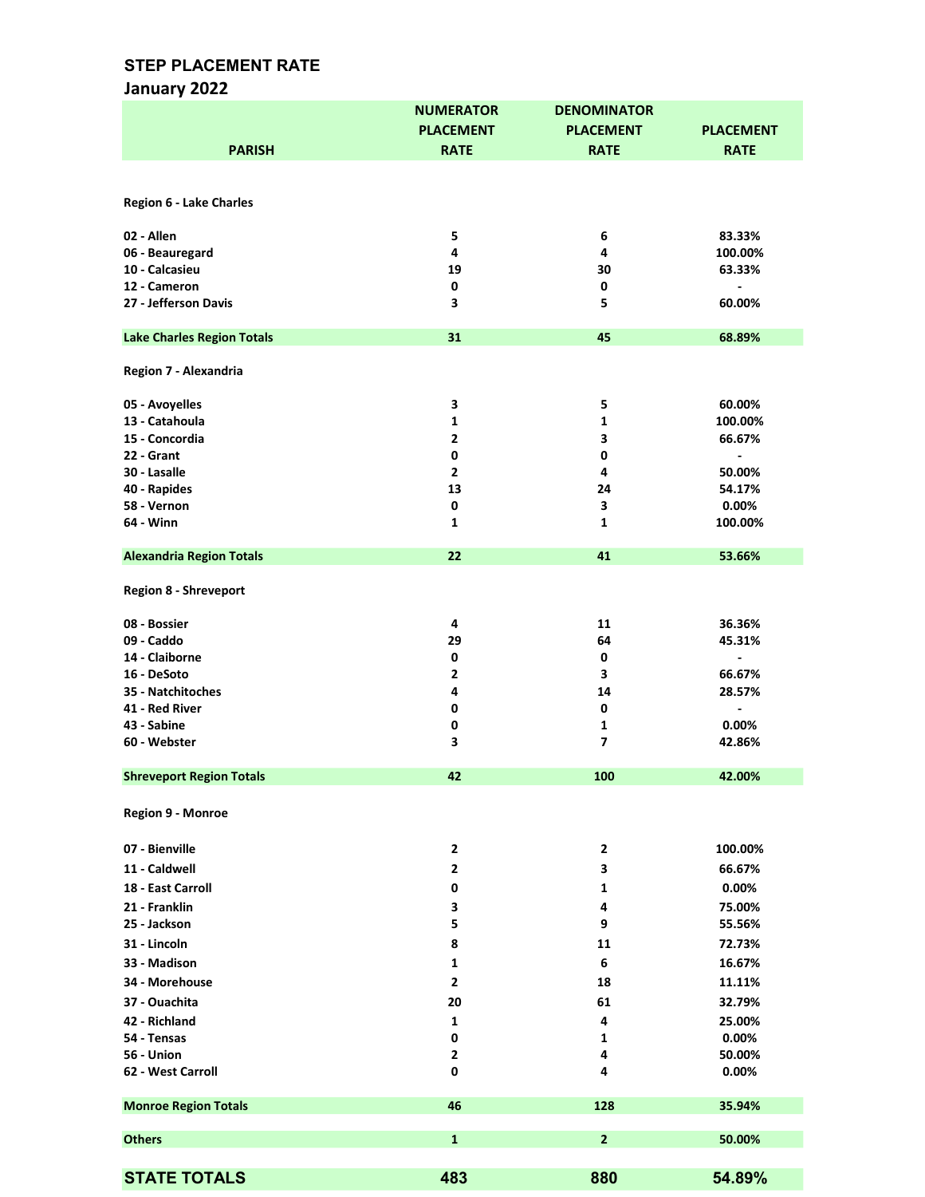## STEP PLACEMENT RATE

### January 2022

| PARISH | NUMERATOR PLACEMENT RATE | DENOMINATOR PLACEMENT RATE | PLACEMENT RATE |
|---|---|---|---|
| **Region 6 - Lake Charles** | | | |
| 02 - Allen | 5 | 6 | 83.33% |
| 06 - Beauregard | 4 | 4 | 100.00% |
| 10 - Calcasieu | 19 | 30 | 63.33% |
| 12 - Cameron | 0 | 0 | - |
| 27 - Jefferson Davis | 3 | 5 | 60.00% |
| **Lake Charles Region Totals** | **31** | **45** | **68.89%** |
| **Region 7 - Alexandria** | | | |
| 05 - Avoyelles | 3 | 5 | 60.00% |
| 13 - Catahoula | 1 | 1 | 100.00% |
| 15 - Concordia | 2 | 3 | 66.67% |
| 22 - Grant | 0 | 0 | - |
| 30 - Lasalle | 2 | 4 | 50.00% |
| 40 - Rapides | 13 | 24 | 54.17% |
| 58 - Vernon | 0 | 3 | 0.00% |
| 64 - Winn | 1 | 1 | 100.00% |
| **Alexandria Region Totals** | **22** | **41** | **53.66%** |
| **Region 8 - Shreveport** | | | |
| 08 - Bossier | 4 | 11 | 36.36% |
| 09 - Caddo | 29 | 64 | 45.31% |
| 14 - Claiborne | 0 | 0 | - |
| 16 - DeSoto | 2 | 3 | 66.67% |
| 35 - Natchitoches | 4 | 14 | 28.57% |
| 41 - Red River | 0 | 0 | - |
| 43 - Sabine | 0 | 1 | 0.00% |
| 60 - Webster | 3 | 7 | 42.86% |
| **Shreveport Region Totals** | **42** | **100** | **42.00%** |
| **Region 9 - Monroe** | | | |
| 07 - Bienville | 2 | 2 | 100.00% |
| 11 - Caldwell | 2 | 3 | 66.67% |
| 18 - East Carroll | 0 | 1 | 0.00% |
| 21 - Franklin | 3 | 4 | 75.00% |
| 25 - Jackson | 5 | 9 | 55.56% |
| 31 - Lincoln | 8 | 11 | 72.73% |
| 33 - Madison | 1 | 6 | 16.67% |
| 34 - Morehouse | 2 | 18 | 11.11% |
| 37 - Ouachita | 20 | 61 | 32.79% |
| 42 - Richland | 1 | 4 | 25.00% |
| 54 - Tensas | 0 | 1 | 0.00% |
| 56 - Union | 2 | 4 | 50.00% |
| 62 - West Carroll | 0 | 4 | 0.00% |
| **Monroe Region Totals** | **46** | **128** | **35.94%** |
| **Others** | **1** | **2** | **50.00%** |
| **STATE TOTALS** | **483** | **880** | **54.89%** |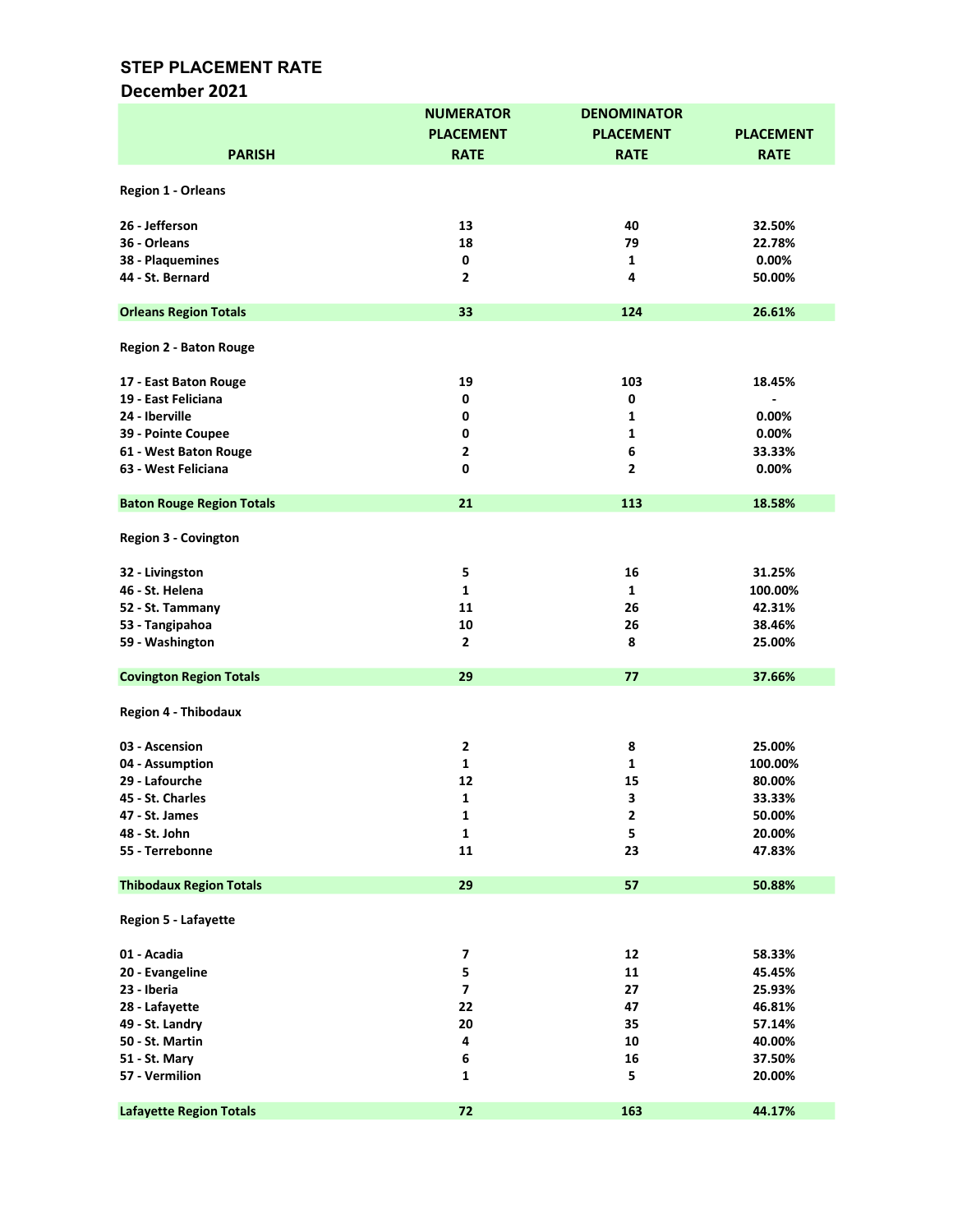# STEP PLACEMENT RATE

## December 2021

| PARISH | NUMERATOR PLACEMENT RATE | DENOMINATOR PLACEMENT RATE | PLACEMENT RATE |
|---|---|---|---|
| **Region 1 - Orleans** | | | |
| 26 - Jefferson | 13 | 40 | 32.50% |
| 36 - Orleans | 18 | 79 | 22.78% |
| 38 - Plaquemines | 0 | 1 | 0.00% |
| 44 - St. Bernard | 2 | 4 | 50.00% |
| **Orleans Region Totals** | 33 | 124 | 26.61% |
| **Region 2 - Baton Rouge** | | | |
| 17 - East Baton Rouge | 19 | 103 | 18.45% |
| 19 - East Feliciana | 0 | 0 | - |
| 24 - Iberville | 0 | 1 | 0.00% |
| 39 - Pointe Coupee | 0 | 1 | 0.00% |
| 61 - West Baton Rouge | 2 | 6 | 33.33% |
| 63 - West Feliciana | 0 | 2 | 0.00% |
| **Baton Rouge Region Totals** | 21 | 113 | 18.58% |
| **Region 3 - Covington** | | | |
| 32 - Livingston | 5 | 16 | 31.25% |
| 46 - St. Helena | 1 | 1 | 100.00% |
| 52 - St. Tammany | 11 | 26 | 42.31% |
| 53 - Tangipahoa | 10 | 26 | 38.46% |
| 59 - Washington | 2 | 8 | 25.00% |
| **Covington Region Totals** | 29 | 77 | 37.66% |
| **Region 4 - Thibodaux** | | | |
| 03 - Ascension | 2 | 8 | 25.00% |
| 04 - Assumption | 1 | 1 | 100.00% |
| 29 - Lafourche | 12 | 15 | 80.00% |
| 45 - St. Charles | 1 | 3 | 33.33% |
| 47 - St. James | 1 | 2 | 50.00% |
| 48 - St. John | 1 | 5 | 20.00% |
| 55 - Terrebonne | 11 | 23 | 47.83% |
| **Thibodaux Region Totals** | 29 | 57 | 50.88% |
| **Region 5 - Lafayette** | | | |
| 01 - Acadia | 7 | 12 | 58.33% |
| 20 - Evangeline | 5 | 11 | 45.45% |
| 23 - Iberia | 7 | 27 | 25.93% |
| 28 - Lafayette | 22 | 47 | 46.81% |
| 49 - St. Landry | 20 | 35 | 57.14% |
| 50 - St. Martin | 4 | 10 | 40.00% |
| 51 - St. Mary | 6 | 16 | 37.50% |
| 57 - Vermilion | 1 | 5 | 20.00% |
| **Lafayette Region Totals** | 72 | 163 | 44.17% |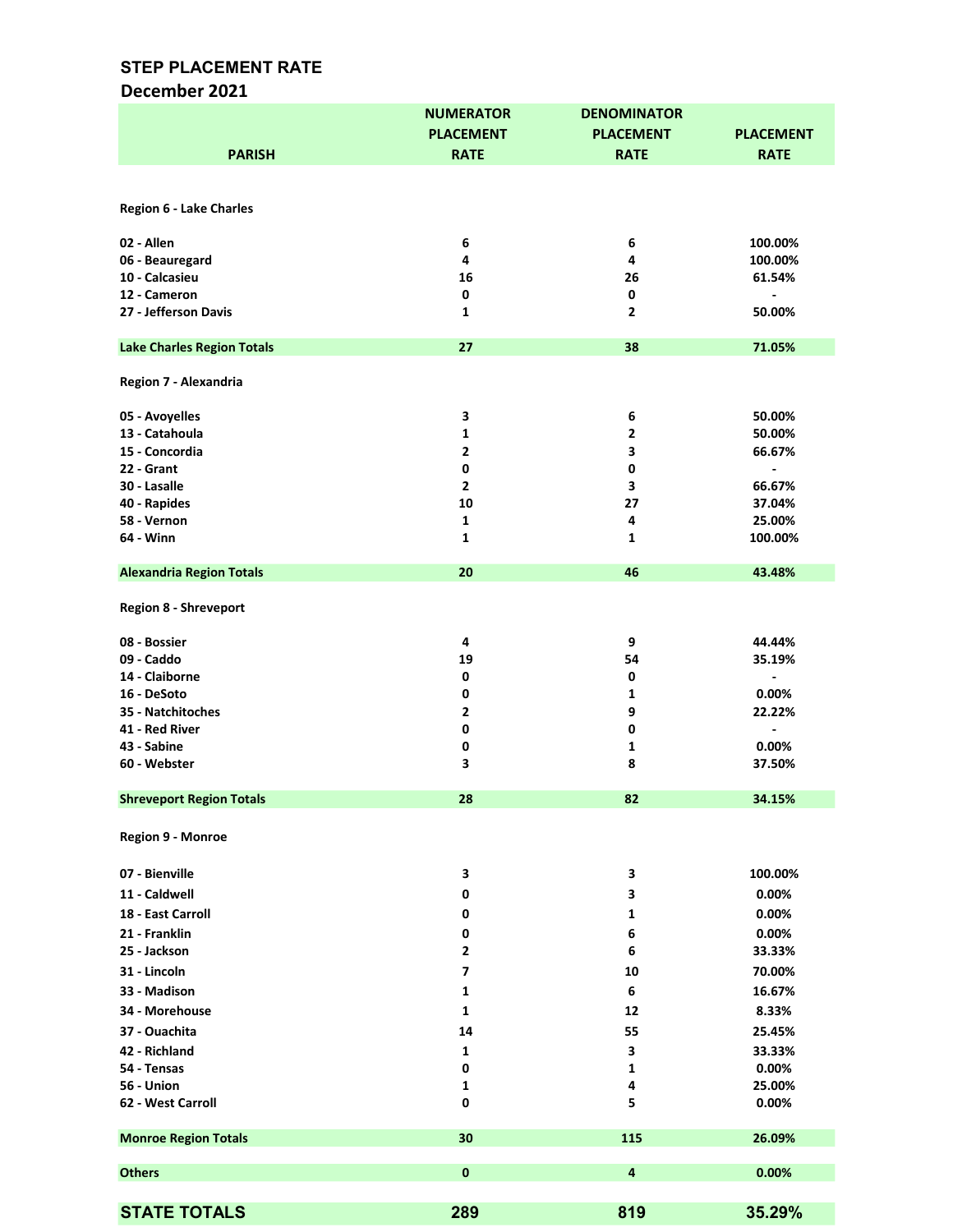**STEP PLACEMENT RATE**
**December 2021**

| PARISH | NUMERATOR PLACEMENT RATE | DENOMINATOR PLACEMENT RATE | PLACEMENT RATE |
|---|---|---|---|
| **Region 6 - Lake Charles** | | | |
| 02 - Allen | 6 | 6 | 100.00% |
| 06 - Beauregard | 4 | 4 | 100.00% |
| 10 - Calcasieu | 16 | 26 | 61.54% |
| 12 - Cameron | 0 | 0 | - |
| 27 - Jefferson Davis | 1 | 2 | 50.00% |
| **Lake Charles Region Totals** | **27** | **38** | **71.05%** |
| **Region 7 - Alexandria** | | | |
| 05 - Avoyelles | 3 | 6 | 50.00% |
| 13 - Catahoula | 1 | 2 | 50.00% |
| 15 - Concordia | 2 | 3 | 66.67% |
| 22 - Grant | 0 | 0 | - |
| 30 - Lasalle | 2 | 3 | 66.67% |
| 40 - Rapides | 10 | 27 | 37.04% |
| 58 - Vernon | 1 | 4 | 25.00% |
| 64 - Winn | 1 | 1 | 100.00% |
| **Alexandria Region Totals** | **20** | **46** | **43.48%** |
| **Region 8 - Shreveport** | | | |
| 08 - Bossier | 4 | 9 | 44.44% |
| 09 - Caddo | 19 | 54 | 35.19% |
| 14 - Claiborne | 0 | 0 | - |
| 16 - DeSoto | 0 | 1 | 0.00% |
| 35 - Natchitoches | 2 | 9 | 22.22% |
| 41 - Red River | 0 | 0 | - |
| 43 - Sabine | 0 | 1 | 0.00% |
| 60 - Webster | 3 | 8 | 37.50% |
| **Shreveport Region Totals** | **28** | **82** | **34.15%** |
| **Region 9 - Monroe** | | | |
| 07 - Bienville | 3 | 3 | 100.00% |
| 11 - Caldwell | 0 | 3 | 0.00% |
| 18 - East Carroll | 0 | 1 | 0.00% |
| 21 - Franklin | 0 | 6 | 0.00% |
| 25 - Jackson | 2 | 6 | 33.33% |
| 31 - Lincoln | 7 | 10 | 70.00% |
| 33 - Madison | 1 | 6 | 16.67% |
| 34 - Morehouse | 1 | 12 | 8.33% |
| 37 - Ouachita | 14 | 55 | 25.45% |
| 42 - Richland | 1 | 3 | 33.33% |
| 54 - Tensas | 0 | 1 | 0.00% |
| 56 - Union | 1 | 4 | 25.00% |
| 62 - West Carroll | 0 | 5 | 0.00% |
| **Monroe Region Totals** | **30** | **115** | **26.09%** |
| **Others** | **0** | **4** | **0.00%** |
| **STATE TOTALS** | **289** | **819** | **35.29%** |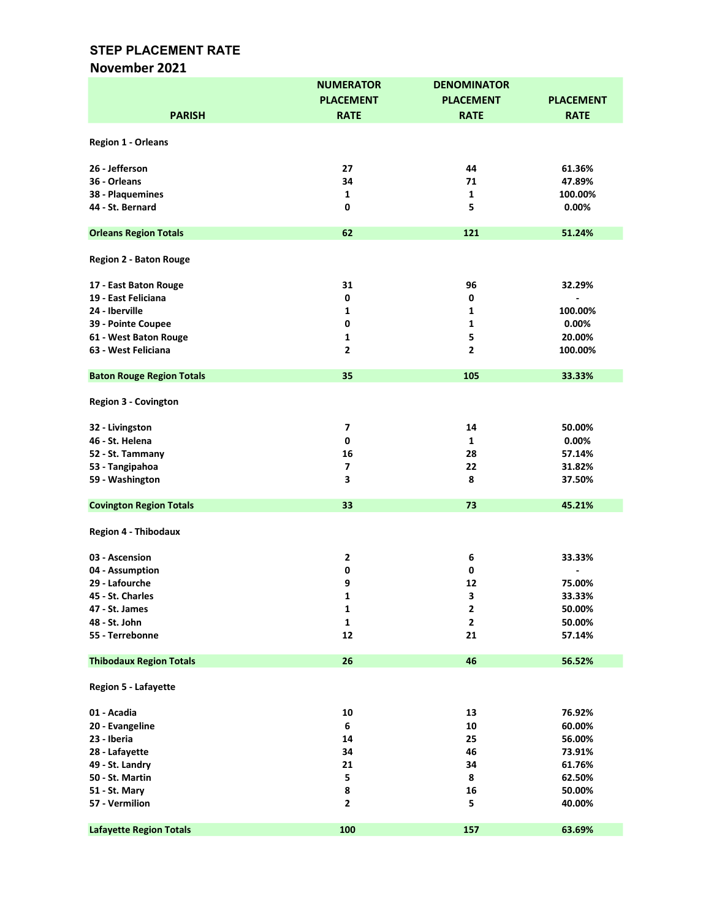## STEP PLACEMENT RATE
### November 2021

| PARISH | NUMERATOR PLACEMENT RATE | DENOMINATOR PLACEMENT RATE | PLACEMENT RATE |
|---|---|---|---|
| **Region 1 - Orleans** | | | |
| 26 - Jefferson | 27 | 44 | 61.36% |
| 36 - Orleans | 34 | 71 | 47.89% |
| 38 - Plaquemines | 1 | 1 | 100.00% |
| 44 - St. Bernard | 0 | 5 | 0.00% |
| **Orleans Region Totals** | **62** | **121** | **51.24%** |
| **Region 2 - Baton Rouge** | | | |
| 17 - East Baton Rouge | 31 | 96 | 32.29% |
| 19 - East Feliciana | 0 | 0 | - |
| 24 - Iberville | 1 | 1 | 100.00% |
| 39 - Pointe Coupee | 0 | 1 | 0.00% |
| 61 - West Baton Rouge | 1 | 5 | 20.00% |
| 63 - West Feliciana | 2 | 2 | 100.00% |
| **Baton Rouge Region Totals** | **35** | **105** | **33.33%** |
| **Region 3 - Covington** | | | |
| 32 - Livingston | 7 | 14 | 50.00% |
| 46 - St. Helena | 0 | 1 | 0.00% |
| 52 - St. Tammany | 16 | 28 | 57.14% |
| 53 - Tangipahoa | 7 | 22 | 31.82% |
| 59 - Washington | 3 | 8 | 37.50% |
| **Covington Region Totals** | **33** | **73** | **45.21%** |
| **Region 4 - Thibodaux** | | | |
| 03 - Ascension | 2 | 6 | 33.33% |
| 04 - Assumption | 0 | 0 | - |
| 29 - Lafourche | 9 | 12 | 75.00% |
| 45 - St. Charles | 1 | 3 | 33.33% |
| 47 - St. James | 1 | 2 | 50.00% |
| 48 - St. John | 1 | 2 | 50.00% |
| 55 - Terrebonne | 12 | 21 | 57.14% |
| **Thibodaux Region Totals** | **26** | **46** | **56.52%** |
| **Region 5 - Lafayette** | | | |
| 01 - Acadia | 10 | 13 | 76.92% |
| 20 - Evangeline | 6 | 10 | 60.00% |
| 23 - Iberia | 14 | 25 | 56.00% |
| 28 - Lafayette | 34 | 46 | 73.91% |
| 49 - St. Landry | 21 | 34 | 61.76% |
| 50 - St. Martin | 5 | 8 | 62.50% |
| 51 - St. Mary | 8 | 16 | 50.00% |
| 57 - Vermilion | 2 | 5 | 40.00% |
| **Lafayette Region Totals** | **100** | **157** | **63.69%** |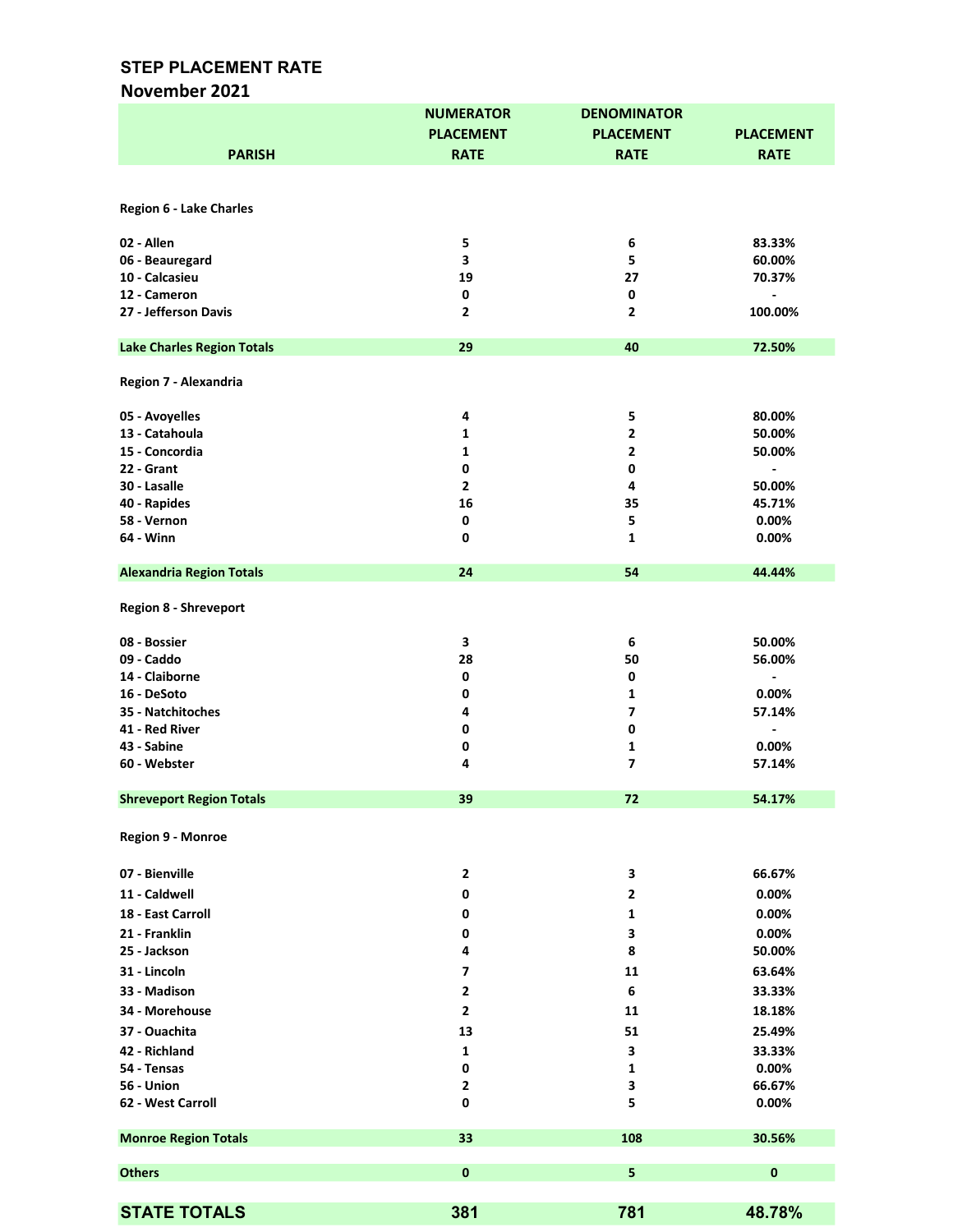## STEP PLACEMENT RATE

### November 2021

| PARISH | NUMERATOR PLACEMENT RATE | DENOMINATOR PLACEMENT RATE | PLACEMENT RATE |
|---|---|---|---|
| **Region 6 - Lake Charles** | | | |
| 02 - Allen | 5 | 6 | 83.33% |
| 06 - Beauregard | 3 | 5 | 60.00% |
| 10 - Calcasieu | 19 | 27 | 70.37% |
| 12 - Cameron | 0 | 0 | - |
| 27 - Jefferson Davis | 2 | 2 | 100.00% |
| **Lake Charles Region Totals** | **29** | **40** | **72.50%** |
| **Region 7 - Alexandria** | | | |
| 05 - Avoyelles | 4 | 5 | 80.00% |
| 13 - Catahoula | 1 | 2 | 50.00% |
| 15 - Concordia | 1 | 2 | 50.00% |
| 22 - Grant | 0 | 0 | - |
| 30 - Lasalle | 2 | 4 | 50.00% |
| 40 - Rapides | 16 | 35 | 45.71% |
| 58 - Vernon | 0 | 5 | 0.00% |
| 64 - Winn | 0 | 1 | 0.00% |
| **Alexandria Region Totals** | **24** | **54** | **44.44%** |
| **Region 8 - Shreveport** | | | |
| 08 - Bossier | 3 | 6 | 50.00% |
| 09 - Caddo | 28 | 50 | 56.00% |
| 14 - Claiborne | 0 | 0 | - |
| 16 - DeSoto | 0 | 1 | 0.00% |
| 35 - Natchitoches | 4 | 7 | 57.14% |
| 41 - Red River | 0 | 0 | - |
| 43 - Sabine | 0 | 1 | 0.00% |
| 60 - Webster | 4 | 7 | 57.14% |
| **Shreveport Region Totals** | **39** | **72** | **54.17%** |
| **Region 9 - Monroe** | | | |
| 07 - Bienville | 2 | 3 | 66.67% |
| 11 - Caldwell | 0 | 2 | 0.00% |
| 18 - East Carroll | 0 | 1 | 0.00% |
| 21 - Franklin | 0 | 3 | 0.00% |
| 25 - Jackson | 4 | 8 | 50.00% |
| 31 - Lincoln | 7 | 11 | 63.64% |
| 33 - Madison | 2 | 6 | 33.33% |
| 34 - Morehouse | 2 | 11 | 18.18% |
| 37 - Ouachita | 13 | 51 | 25.49% |
| 42 - Richland | 1 | 3 | 33.33% |
| 54 - Tensas | 0 | 1 | 0.00% |
| 56 - Union | 2 | 3 | 66.67% |
| 62 - West Carroll | 0 | 5 | 0.00% |
| **Monroe Region Totals** | **33** | **108** | **30.56%** |
| **Others** | **0** | **5** | **0** |
| **STATE TOTALS** | **381** | **781** | **48.78%** |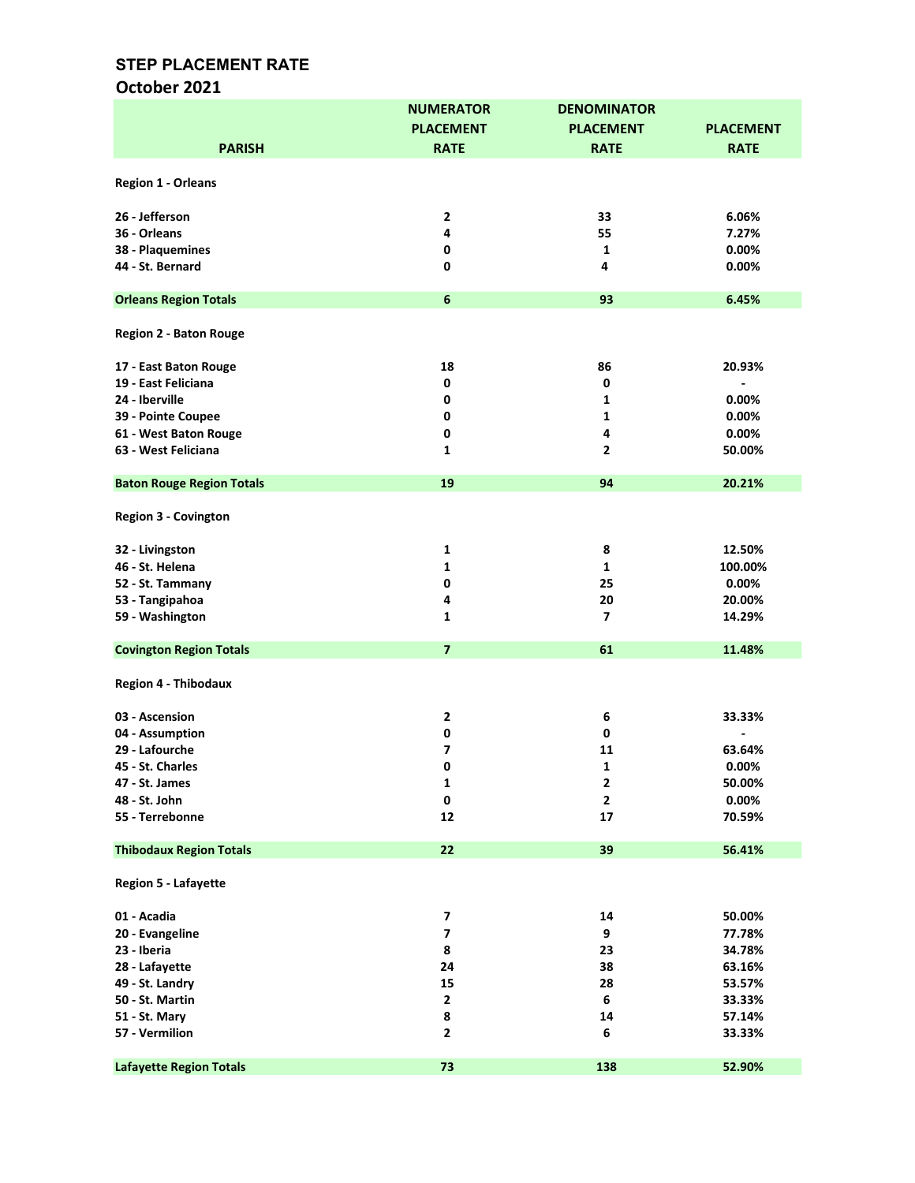## STEP PLACEMENT RATE
### October 2021

| PARISH | NUMERATOR PLACEMENT RATE | DENOMINATOR PLACEMENT RATE | PLACEMENT RATE |
|---|---|---|---|
| **Region 1 - Orleans** | | | |
| 26 - Jefferson | 2 | 33 | 6.06% |
| 36 - Orleans | 4 | 55 | 7.27% |
| 38 - Plaquemines | 0 | 1 | 0.00% |
| 44 - St. Bernard | 0 | 4 | 0.00% |
| **Orleans Region Totals** | **6** | **93** | **6.45%** |
| **Region 2 - Baton Rouge** | | | |
| 17 - East Baton Rouge | 18 | 86 | 20.93% |
| 19 - East Feliciana | 0 | 0 | - |
| 24 - Iberville | 0 | 1 | 0.00% |
| 39 - Pointe Coupee | 0 | 1 | 0.00% |
| 61 - West Baton Rouge | 0 | 4 | 0.00% |
| 63 - West Feliciana | 1 | 2 | 50.00% |
| **Baton Rouge Region Totals** | **19** | **94** | **20.21%** |
| **Region 3 - Covington** | | | |
| 32 - Livingston | 1 | 8 | 12.50% |
| 46 - St. Helena | 1 | 1 | 100.00% |
| 52 - St. Tammany | 0 | 25 | 0.00% |
| 53 - Tangipahoa | 4 | 20 | 20.00% |
| 59 - Washington | 1 | 7 | 14.29% |
| **Covington Region Totals** | **7** | **61** | **11.48%** |
| **Region 4 - Thibodaux** | | | |
| 03 - Ascension | 2 | 6 | 33.33% |
| 04 - Assumption | 0 | 0 | - |
| 29 - Lafourche | 7 | 11 | 63.64% |
| 45 - St. Charles | 0 | 1 | 0.00% |
| 47 - St. James | 1 | 2 | 50.00% |
| 48 - St. John | 0 | 2 | 0.00% |
| 55 - Terrebonne | 12 | 17 | 70.59% |
| **Thibodaux Region Totals** | **22** | **39** | **56.41%** |
| **Region 5 - Lafayette** | | | |
| 01 - Acadia | 7 | 14 | 50.00% |
| 20 - Evangeline | 7 | 9 | 77.78% |
| 23 - Iberia | 8 | 23 | 34.78% |
| 28 - Lafayette | 24 | 38 | 63.16% |
| 49 - St. Landry | 15 | 28 | 53.57% |
| 50 - St. Martin | 2 | 6 | 33.33% |
| 51 - St. Mary | 8 | 14 | 57.14% |
| 57 - Vermilion | 2 | 6 | 33.33% |
| **Lafayette Region Totals** | **73** | **138** | **52.90%** |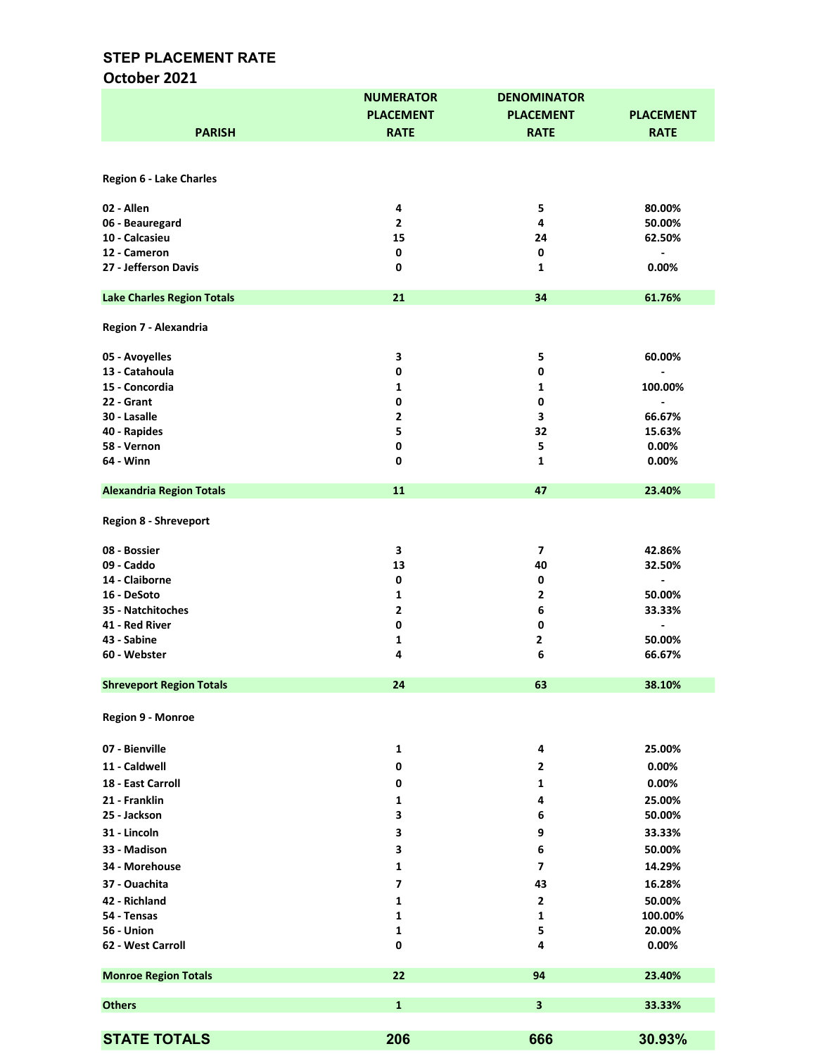## STEP PLACEMENT RATE

### October 2021

| PARISH | NUMERATOR PLACEMENT RATE | DENOMINATOR PLACEMENT RATE | PLACEMENT RATE |
|---|---|---|---|
| **Region 6 - Lake Charles** | | | |
| 02 - Allen | 4 | 5 | 80.00% |
| 06 - Beauregard | 2 | 4 | 50.00% |
| 10 - Calcasieu | 15 | 24 | 62.50% |
| 12 - Cameron | 0 | 0 | - |
| 27 - Jefferson Davis | 0 | 1 | 0.00% |
| **Lake Charles Region Totals** | **21** | **34** | **61.76%** |
| **Region 7 - Alexandria** | | | |
| 05 - Avoyelles | 3 | 5 | 60.00% |
| 13 - Catahoula | 0 | 0 | - |
| 15 - Concordia | 1 | 1 | 100.00% |
| 22 - Grant | 0 | 0 | - |
| 30 - Lasalle | 2 | 3 | 66.67% |
| 40 - Rapides | 5 | 32 | 15.63% |
| 58 - Vernon | 0 | 5 | 0.00% |
| 64 - Winn | 0 | 1 | 0.00% |
| **Alexandria Region Totals** | **11** | **47** | **23.40%** |
| **Region 8 - Shreveport** | | | |
| 08 - Bossier | 3 | 7 | 42.86% |
| 09 - Caddo | 13 | 40 | 32.50% |
| 14 - Claiborne | 0 | 0 | - |
| 16 - DeSoto | 1 | 2 | 50.00% |
| 35 - Natchitoches | 2 | 6 | 33.33% |
| 41 - Red River | 0 | 0 | - |
| 43 - Sabine | 1 | 2 | 50.00% |
| 60 - Webster | 4 | 6 | 66.67% |
| **Shreveport Region Totals** | **24** | **63** | **38.10%** |
| **Region 9 - Monroe** | | | |
| 07 - Bienville | 1 | 4 | 25.00% |
| 11 - Caldwell | 0 | 2 | 0.00% |
| 18 - East Carroll | 0 | 1 | 0.00% |
| 21 - Franklin | 1 | 4 | 25.00% |
| 25 - Jackson | 3 | 6 | 50.00% |
| 31 - Lincoln | 3 | 9 | 33.33% |
| 33 - Madison | 3 | 6 | 50.00% |
| 34 - Morehouse | 1 | 7 | 14.29% |
| 37 - Ouachita | 7 | 43 | 16.28% |
| 42 - Richland | 1 | 2 | 50.00% |
| 54 - Tensas | 1 | 1 | 100.00% |
| 56 - Union | 1 | 5 | 20.00% |
| 62 - West Carroll | 0 | 4 | 0.00% |
| **Monroe Region Totals** | **22** | **94** | **23.40%** |
| **Others** | **1** | **3** | **33.33%** |
| **STATE TOTALS** | **206** | **666** | **30.93%** |